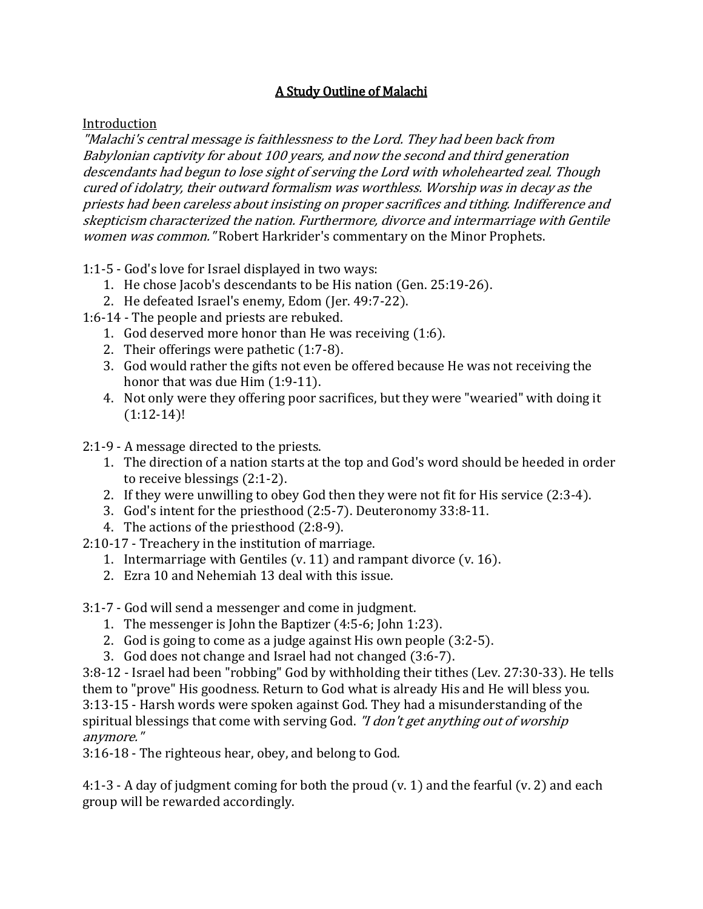# A Study Outline of Malachi

Introduction

*"Malachi's central message is faithlessness to the Lord. They had been back from Babylonian captivity for about 100 years, and now the second and third generation descendants had begun to lose sight of serving the Lord with wholehearted zeal. Though cured of idolatry, their outward formalism was worthless. Worship was in decay as the priests had been careless about insisting on proper sacrifices and tithing. Indifference and skepticism characterized the nation. Furthermore, divorce and intermarriage with Gentile women was common."* Robert Harkrider's commentary on the Minor Prophets.

1:1-5 - God's love for Israel displayed in two ways:

1. He chose Jacob's descendants to be His nation (Gen. 25:19-26).
2. He defeated Israel's enemy, Edom (Jer. 49:7-22).

1:6-14 - The people and priests are rebuked.

1. God deserved more honor than He was receiving (1:6).
2. Their offerings were pathetic (1:7-8).
3. God would rather the gifts not even be offered because He was not receiving the honor that was due Him (1:9-11).
4. Not only were they offering poor sacrifices, but they were "wearied" with doing it (1:12-14)!

2:1-9 - A message directed to the priests.

1. The direction of a nation starts at the top and God's word should be heeded in order to receive blessings (2:1-2).
2. If they were unwilling to obey God then they were not fit for His service (2:3-4).
3. God's intent for the priesthood (2:5-7). Deuteronomy 33:8-11.
4. The actions of the priesthood (2:8-9).

2:10-17 - Treachery in the institution of marriage.

1. Intermarriage with Gentiles (v. 11) and rampant divorce (v. 16).
2. Ezra 10 and Nehemiah 13 deal with this issue.

3:1-7 - God will send a messenger and come in judgment.

1. The messenger is John the Baptizer (4:5-6; John 1:23).
2. God is going to come as a judge against His own people (3:2-5).
3. God does not change and Israel had not changed (3:6-7).

3:8-12 - Israel had been "robbing" God by withholding their tithes (Lev. 27:30-33). He tells them to "prove" His goodness. Return to God what is already His and He will bless you.

3:13-15 - Harsh words were spoken against God. They had a misunderstanding of the spiritual blessings that come with serving God. *"I don't get anything out of worship anymore."*

3:16-18 - The righteous hear, obey, and belong to God.

4:1-3 - A day of judgment coming for both the proud (v. 1) and the fearful (v. 2) and each group will be rewarded accordingly.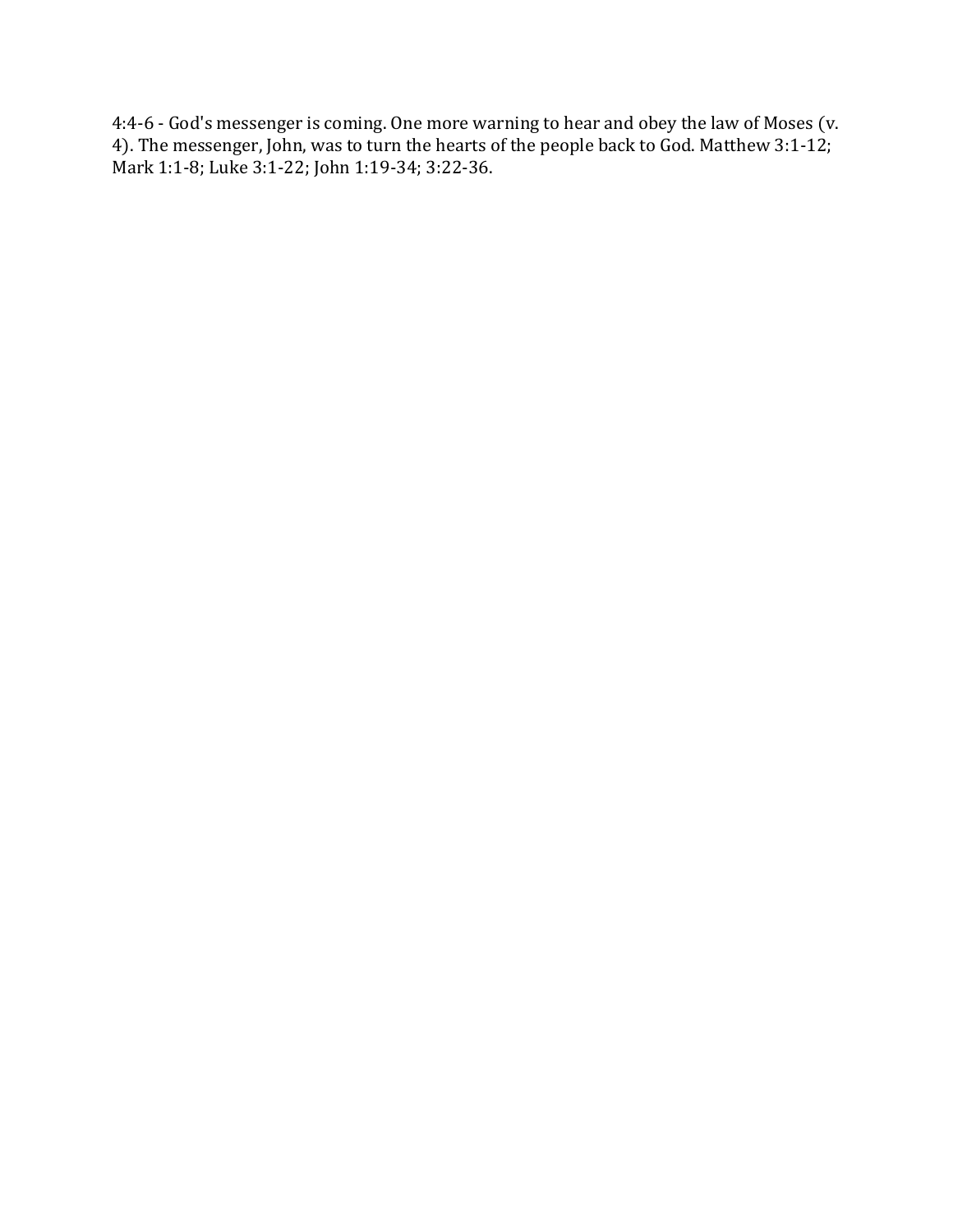4:4-6 - God's messenger is coming. One more warning to hear and obey the law of Moses (v. 4). The messenger, John, was to turn the hearts of the people back to God. Matthew 3:1-12; Mark 1:1-8; Luke 3:1-22; John 1:19-34; 3:22-36.